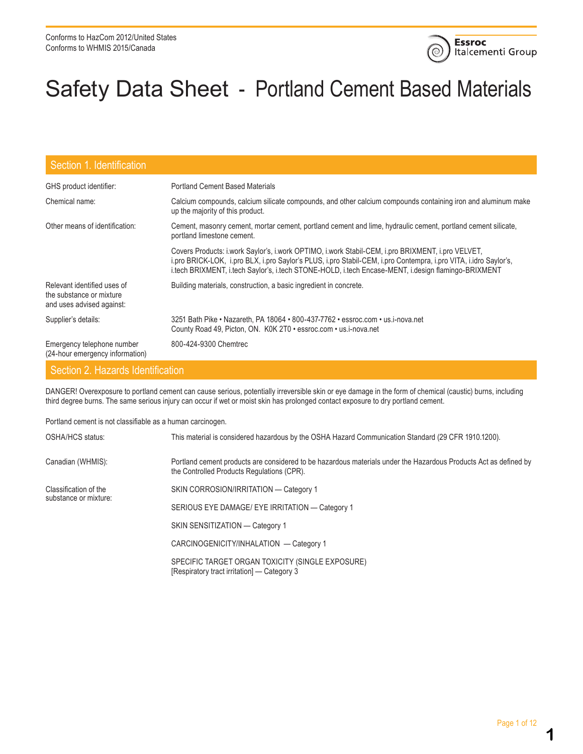Conforms to HazCom 2012/United States
Conforms to WHMIS 2015/Canada

Essroc
Italcementi Group

# Safety Data Sheet - Portland Cement Based Materials

## Section 1. Identification

| | |
|---|---|
| GHS product identifier: | Portland Cement Based Materials |
| Chemical name: | Calcium compounds, calcium silicate compounds, and other calcium compounds containing iron and aluminum make up the majority of this product. |
| Other means of identification: | Cement, masonry cement, mortar cement, portland cement and lime, hydraulic cement, portland cement silicate, portland limestone cement.<br><br>Covers Products: i.work Saylor's, i.work OPTIMO, i.work Stabil-CEM, i.pro BRIXMENT, i.pro VELVET, i.pro BRICK-LOK, i.pro BLX, i.pro Saylor's PLUS, i.pro Stabil-CEM, i.pro Contempra, i.pro VITA, i.idro Saylor's, i.tech BRIXMENT, i.tech Saylor's, i.tech STONE-HOLD, i.tech Encase-MENT, i.design flamingo-BRIXMENT |
| Relevant identified uses of the substance or mixture and uses advised against: | Building materials, construction, a basic ingredient in concrete. |
| Supplier's details: | 3251 Bath Pike • Nazareth, PA 18064 • 800-437-7762 • essroc.com • us.i-nova.net<br>County Road 49, Picton, ON. K0K 2T0 • essroc.com • us.i-nova.net |
| Emergency telephone number (24-hour emergency information) | 800-424-9300 Chemtrec |

## Section 2. Hazards Identification

DANGER! Overexposure to portland cement can cause serious, potentially irreversible skin or eye damage in the form of chemical (caustic) burns, including third degree burns. The same serious injury can occur if wet or moist skin has prolonged contact exposure to dry portland cement.

Portland cement is not classifiable as a human carcinogen.

| | |
|---|---|
| OSHA/HCS status: | This material is considered hazardous by the OSHA Hazard Communication Standard (29 CFR 1910.1200). |
| Canadian (WHMIS): | Portland cement products are considered to be hazardous materials under the Hazardous Products Act as defined by the Controlled Products Regulations (CPR). |
| Classification of the substance or mixture: | SKIN CORROSION/IRRITATION — Category 1<br><br>SERIOUS EYE DAMAGE/ EYE IRRITATION — Category 1<br><br>SKIN SENSITIZATION — Category 1<br><br>CARCINOGENICITY/INHALATION — Category 1<br><br>SPECIFIC TARGET ORGAN TOXICITY (SINGLE EXPOSURE) [Respiratory tract irritation] — Category 3 |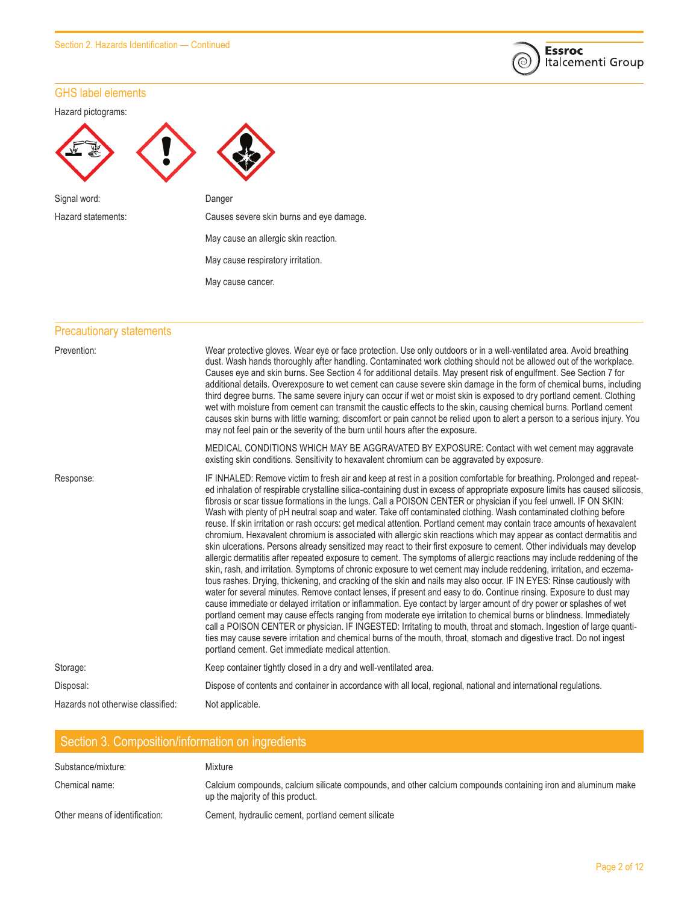Section 2. Hazards Identification — Continued

## GHS label elements

Hazard pictograms:

| | |
|---|---|
| Signal word: | Danger |
| Hazard statements: | Causes severe skin burns and eye damage.<br><br>May cause an allergic skin reaction.<br><br>May cause respiratory irritation.<br><br>May cause cancer. |

## Precautionary statements

| | |
|---|---|
| Prevention: | Wear protective gloves. Wear eye or face protection. Use only outdoors or in a well-ventilated area. Avoid breathing dust. Wash hands thoroughly after handling. Contaminated work clothing should not be allowed out of the workplace. Causes eye and skin burns. See Section 4 for additional details. May present risk of engulfment. See Section 7 for additional details. Overexposure to wet cement can cause severe skin damage in the form of chemical burns, including third degree burns. The same severe injury can occur if wet or moist skin is exposed to dry portland cement. Clothing wet with moisture from cement can transmit the caustic effects to the skin, causing chemical burns. Portland cement causes skin burns with little warning; discomfort or pain cannot be relied upon to alert a person to a serious injury. You may not feel pain or the severity of the burn until hours after the exposure.<br><br>MEDICAL CONDITIONS WHICH MAY BE AGGRAVATED BY EXPOSURE: Contact with wet cement may aggravate existing skin conditions. Sensitivity to hexavalent chromium can be aggravated by exposure. |
| Response: | IF INHALED: Remove victim to fresh air and keep at rest in a position comfortable for breathing. Prolonged and repeated inhalation of respirable crystalline silica-containing dust in excess of appropriate exposure limits has caused silicosis, fibrosis or scar tissue formations in the lungs. Call a POISON CENTER or physician if you feel unwell. IF ON SKIN: Wash with plenty of pH neutral soap and water. Take off contaminated clothing. Wash contaminated clothing before reuse. If skin irritation or rash occurs: get medical attention. Portland cement may contain trace amounts of hexavalent chromium. Hexavalent chromium is associated with allergic skin reactions which may appear as contact dermatitis and skin ulcerations. Persons already sensitized may react to their first exposure to cement. Other individuals may develop allergic dermatitis after repeated exposure to cement. The symptoms of allergic reactions may include reddening of the skin, rash, and irritation. Symptoms of chronic exposure to wet cement may include reddening, irritation, and eczematous rashes. Drying, thickening, and cracking of the skin and nails may also occur. IF IN EYES: Rinse cautiously with water for several minutes. Remove contact lenses, if present and easy to do. Continue rinsing. Exposure to dust may cause immediate or delayed irritation or inflammation. Eye contact by larger amount of dry power or splashes of wet portland cement may cause effects ranging from moderate eye irritation to chemical burns or blindness. Immediately call a POISON CENTER or physician. IF INGESTED: Irritating to mouth, throat and stomach. Ingestion of large quantities may cause severe irritation and chemical burns of the mouth, throat, stomach and digestive tract. Do not ingest portland cement. Get immediate medical attention. |
| Storage: | Keep container tightly closed in a dry and well-ventilated area. |
| Disposal: | Dispose of contents and container in accordance with all local, regional, national and international regulations. |
| Hazards not otherwise classified: | Not applicable. |

## Section 3. Composition/information on ingredients

| | |
|---|---|
| Substance/mixture: | Mixture |
| Chemical name: | Calcium compounds, calcium silicate compounds, and other calcium compounds containing iron and aluminum make up the majority of this product. |
| Other means of identification: | Cement, hydraulic cement, portland cement silicate |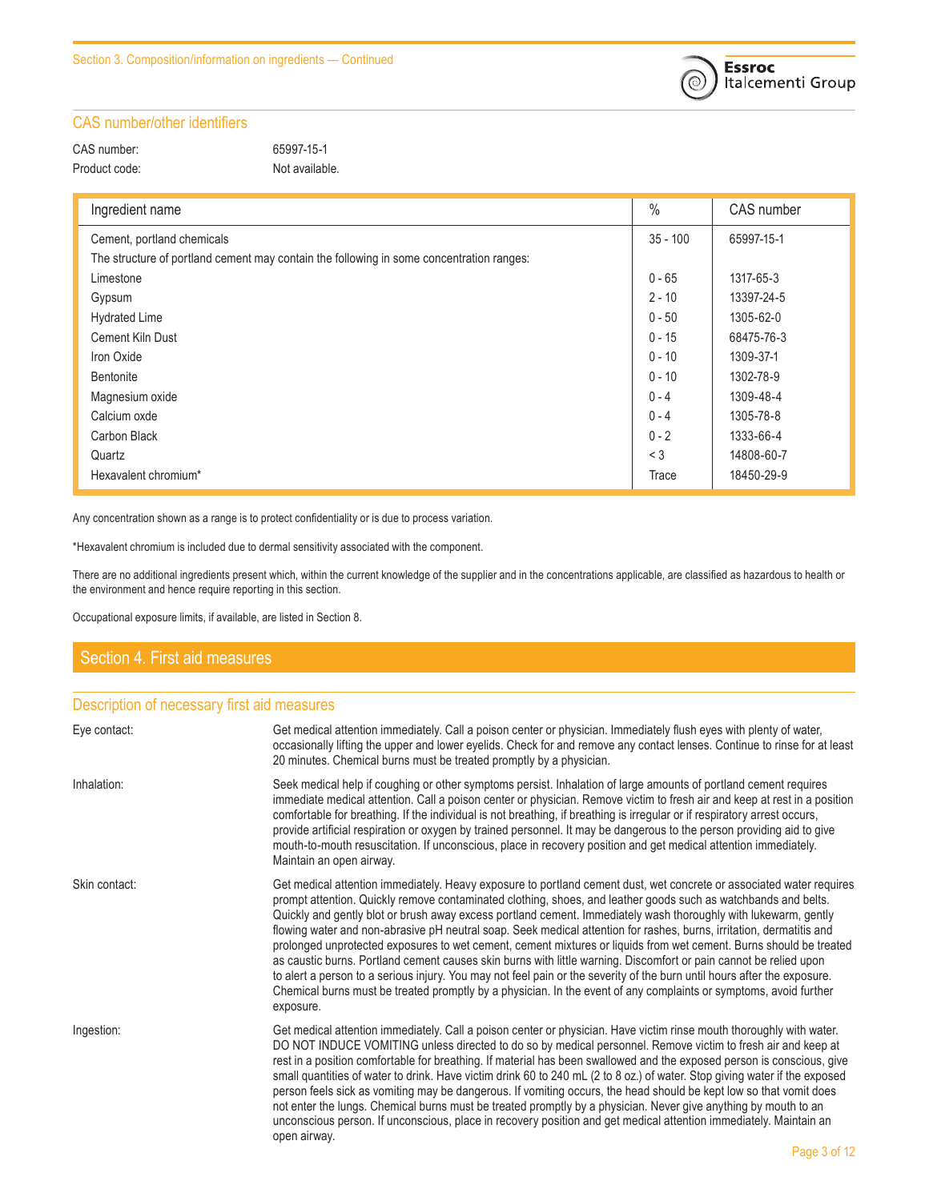Section 3. Composition/information on ingredients — Continued

### CAS number/other identifiers

CAS number: 65997-15-1

Product code: Not available.

| Ingredient name | % | CAS number |
|---|---|---|
| Cement, portland chemicals | 35 - 100 | 65997-15-1 |
| The structure of portland cement may contain the following in some concentration ranges: | | |
| Limestone | 0 - 65 | 1317-65-3 |
| Gypsum | 2 - 10 | 13397-24-5 |
| Hydrated Lime | 0 - 50 | 1305-62-0 |
| Cement Kiln Dust | 0 - 15 | 68475-76-3 |
| Iron Oxide | 0 - 10 | 1309-37-1 |
| Bentonite | 0 - 10 | 1302-78-9 |
| Magnesium oxide | 0 - 4 | 1309-48-4 |
| Calcium oxde | 0 - 4 | 1305-78-8 |
| Carbon Black | 0 - 2 | 1333-66-4 |
| Quartz | < 3 | 14808-60-7 |
| Hexavalent chromium* | Trace | 18450-29-9 |

Any concentration shown as a range is to protect confidentiality or is due to process variation.

*Hexavalent chromium is included due to dermal sensitivity associated with the component.

There are no additional ingredients present which, within the current knowledge of the supplier and in the concentrations applicable, are classified as hazardous to health or the environment and hence require reporting in this section.

Occupational exposure limits, if available, are listed in Section 8.

## Section 4. First aid measures

### Description of necessary first aid measures

**Eye contact:** Get medical attention immediately. Call a poison center or physician. Immediately flush eyes with plenty of water, occasionally lifting the upper and lower eyelids. Check for and remove any contact lenses. Continue to rinse for at least 20 minutes. Chemical burns must be treated promptly by a physician.

**Inhalation:** Seek medical help if coughing or other symptoms persist. Inhalation of large amounts of portland cement requires immediate medical attention. Call a poison center or physician. Remove victim to fresh air and keep at rest in a position comfortable for breathing. If the individual is not breathing, if breathing is irregular or if respiratory arrest occurs, provide artificial respiration or oxygen by trained personnel. It may be dangerous to the person providing aid to give mouth-to-mouth resuscitation. If unconscious, place in recovery position and get medical attention immediately. Maintain an open airway.

**Skin contact:** Get medical attention immediately. Heavy exposure to portland cement dust, wet concrete or associated water requires prompt attention. Quickly remove contaminated clothing, shoes, and leather goods such as watchbands and belts. Quickly and gently blot or brush away excess portland cement. Immediately wash thoroughly with lukewarm, gently flowing water and non-abrasive pH neutral soap. Seek medical attention for rashes, burns, irritation, dermatitis and prolonged unprotected exposures to wet cement, cement mixtures or liquids from wet cement. Burns should be treated as caustic burns. Portland cement causes skin burns with little warning. Discomfort or pain cannot be relied upon to alert a person to a serious injury. You may not feel pain or the severity of the burn until hours after the exposure. Chemical burns must be treated promptly by a physician. In the event of any complaints or symptoms, avoid further exposure.

**Ingestion:** Get medical attention immediately. Call a poison center or physician. Have victim rinse mouth thoroughly with water. DO NOT INDUCE VOMITING unless directed to do so by medical personnel. Remove victim to fresh air and keep at rest in a position comfortable for breathing. If material has been swallowed and the exposed person is conscious, give small quantities of water to drink. Have victim drink 60 to 240 mL (2 to 8 oz.) of water. Stop giving water if the exposed person feels sick as vomiting may be dangerous. If vomiting occurs, the head should be kept low so that vomit does not enter the lungs. Chemical burns must be treated promptly by a physician. Never give anything by mouth to an unconscious person. If unconscious, place in recovery position and get medical attention immediately. Maintain an open airway.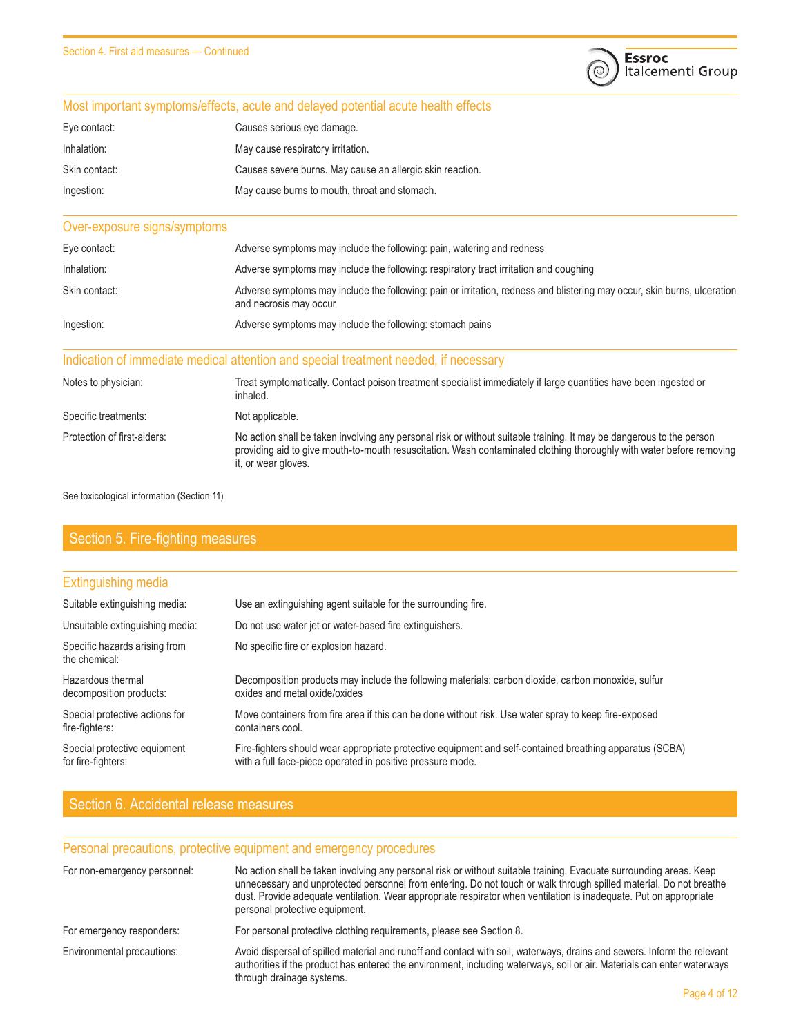### Most important symptoms/effects, acute and delayed potential acute health effects

| | |
|---|---|
| Eye contact: | Causes serious eye damage. |
| Inhalation: | May cause respiratory irritation. |
| Skin contact: | Causes severe burns. May cause an allergic skin reaction. |
| Ingestion: | May cause burns to mouth, throat and stomach. |

### Over-exposure signs/symptoms

| | |
|---|---|
| Eye contact: | Adverse symptoms may include the following: pain, watering and redness |
| Inhalation: | Adverse symptoms may include the following: respiratory tract irritation and coughing |
| Skin contact: | Adverse symptoms may include the following: pain or irritation, redness and blistering may occur, skin burns, ulceration and necrosis may occur |
| Ingestion: | Adverse symptoms may include the following: stomach pains |

### Indication of immediate medical attention and special treatment needed, if necessary

| | |
|---|---|
| Notes to physician: | Treat symptomatically. Contact poison treatment specialist immediately if large quantities have been ingested or inhaled. |
| Specific treatments: | Not applicable. |
| Protection of first-aiders: | No action shall be taken involving any personal risk or without suitable training. It may be dangerous to the person providing aid to give mouth-to-mouth resuscitation. Wash contaminated clothing thoroughly with water before removing it, or wear gloves. |

See toxicological information (Section 11)

## Section 5. Fire-fighting measures

### Extinguishing media

| | |
|---|---|
| Suitable extinguishing media: | Use an extinguishing agent suitable for the surrounding fire. |
| Unsuitable extinguishing media: | Do not use water jet or water-based fire extinguishers. |
| Specific hazards arising from the chemical: | No specific fire or explosion hazard. |
| Hazardous thermal decomposition products: | Decomposition products may include the following materials: carbon dioxide, carbon monoxide, sulfur oxides and metal oxide/oxides |
| Special protective actions for fire-fighters: | Move containers from fire area if this can be done without risk. Use water spray to keep fire-exposed containers cool. |
| Special protective equipment for fire-fighters: | Fire-fighters should wear appropriate protective equipment and self-contained breathing apparatus (SCBA) with a full face-piece operated in positive pressure mode. |

## Section 6. Accidental release measures

### Personal precautions, protective equipment and emergency procedures

| | |
|---|---|
| For non-emergency personnel: | No action shall be taken involving any personal risk or without suitable training. Evacuate surrounding areas. Keep unnecessary and unprotected personnel from entering. Do not touch or walk through spilled material. Do not breathe dust. Provide adequate ventilation. Wear appropriate respirator when ventilation is inadequate. Put on appropriate personal protective equipment. |
| For emergency responders: | For personal protective clothing requirements, please see Section 8. |
| Environmental precautions: | Avoid dispersal of spilled material and runoff and contact with soil, waterways, drains and sewers. Inform the relevant authorities if the product has entered the environment, including waterways, soil or air. Materials can enter waterways through drainage systems. |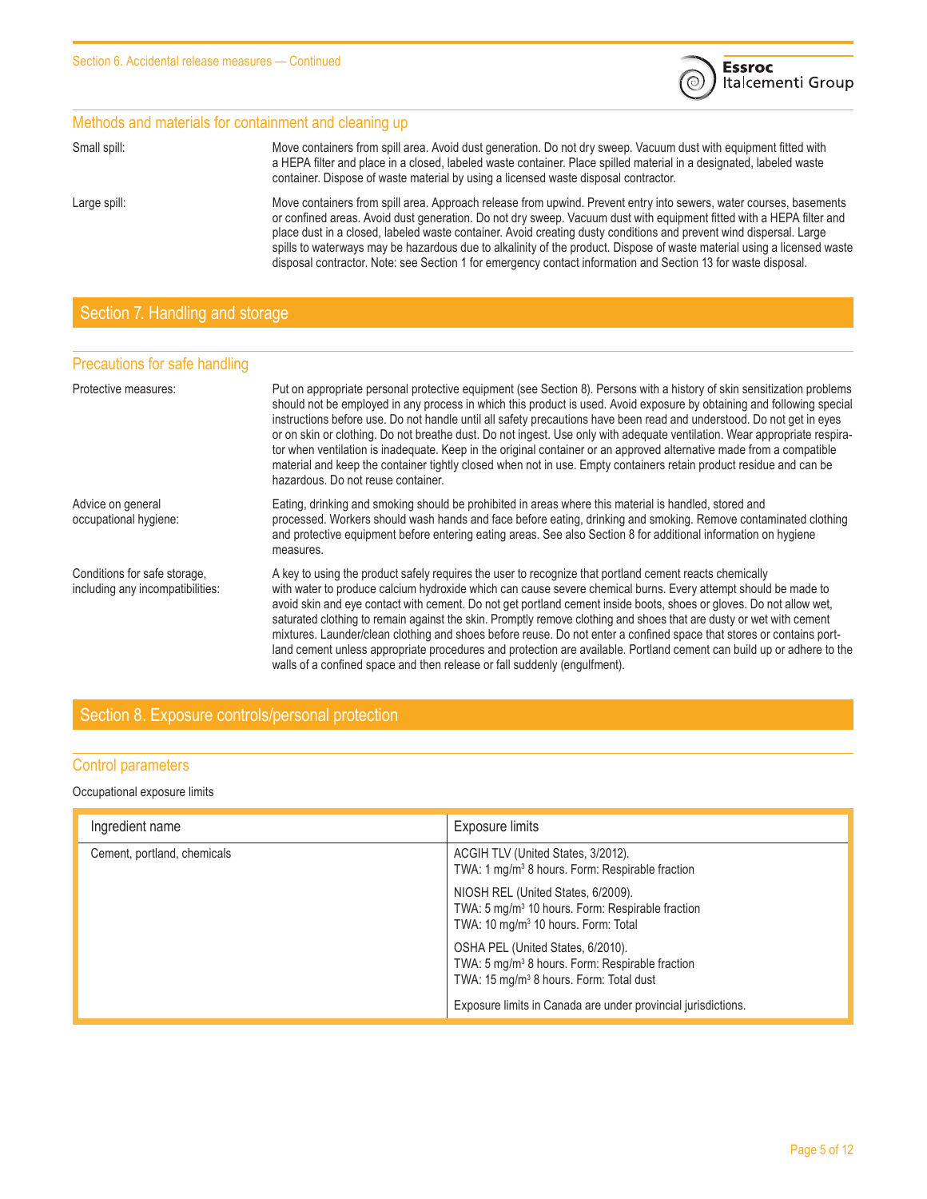Section 6. Accidental release measures — Continued

## Methods and materials for containment and cleaning up

| | |
|---|---|
| Small spill: | Move containers from spill area. Avoid dust generation. Do not dry sweep. Vacuum dust with equipment fitted with a HEPA filter and place in a closed, labeled waste container. Place spilled material in a designated, labeled waste container. Dispose of waste material by using a licensed waste disposal contractor. |
| Large spill: | Move containers from spill area. Approach release from upwind. Prevent entry into sewers, water courses, basements or confined areas. Avoid dust generation. Do not dry sweep. Vacuum dust with equipment fitted with a HEPA filter and place dust in a closed, labeled waste container. Avoid creating dusty conditions and prevent wind dispersal. Large spills to waterways may be hazardous due to alkalinity of the product. Dispose of waste material using a licensed waste disposal contractor. Note: see Section 1 for emergency contact information and Section 13 for waste disposal. |

# Section 7. Handling and storage

## Precautions for safe handling

| | |
|---|---|
| Protective measures: | Put on appropriate personal protective equipment (see Section 8). Persons with a history of skin sensitization problems should not be employed in any process in which this product is used. Avoid exposure by obtaining and following special instructions before use. Do not handle until all safety precautions have been read and understood. Do not get in eyes or on skin or clothing. Do not breathe dust. Do not ingest. Use only with adequate ventilation. Wear appropriate respirator when ventilation is inadequate. Keep in the original container or an approved alternative made from a compatible material and keep the container tightly closed when not in use. Empty containers retain product residue and can be hazardous. Do not reuse container. |
| Advice on general occupational hygiene: | Eating, drinking and smoking should be prohibited in areas where this material is handled, stored and processed. Workers should wash hands and face before eating, drinking and smoking. Remove contaminated clothing and protective equipment before entering eating areas. See also Section 8 for additional information on hygiene measures. |
| Conditions for safe storage, including any incompatibilities: | A key to using the product safely requires the user to recognize that portland cement reacts chemically with water to produce calcium hydroxide which can cause severe chemical burns. Every attempt should be made to avoid skin and eye contact with cement. Do not get portland cement inside boots, shoes or gloves. Do not allow wet, saturated clothing to remain against the skin. Promptly remove clothing and shoes that are dusty or wet with cement mixtures. Launder/clean clothing and shoes before reuse. Do not enter a confined space that stores or contains portland cement unless appropriate procedures and protection are available. Portland cement can build up or adhere to the walls of a confined space and then release or fall suddenly (engulfment). |

# Section 8. Exposure controls/personal protection

## Control parameters

Occupational exposure limits

| Ingredient name | Exposure limits |
|---|---|
| Cement, portland, chemicals | ACGIH TLV (United States, 3/2012).<br>TWA: 1 mg/m³ 8 hours. Form: Respirable fraction |
| | NIOSH REL (United States, 6/2009).<br>TWA: 5 mg/m³ 10 hours. Form: Respirable fraction<br>TWA: 10 mg/m³ 10 hours. Form: Total |
| | OSHA PEL (United States, 6/2010).<br>TWA: 5 mg/m³ 8 hours. Form: Respirable fraction<br>TWA: 15 mg/m³ 8 hours. Form: Total dust |
| | Exposure limits in Canada are under provincial jurisdictions. |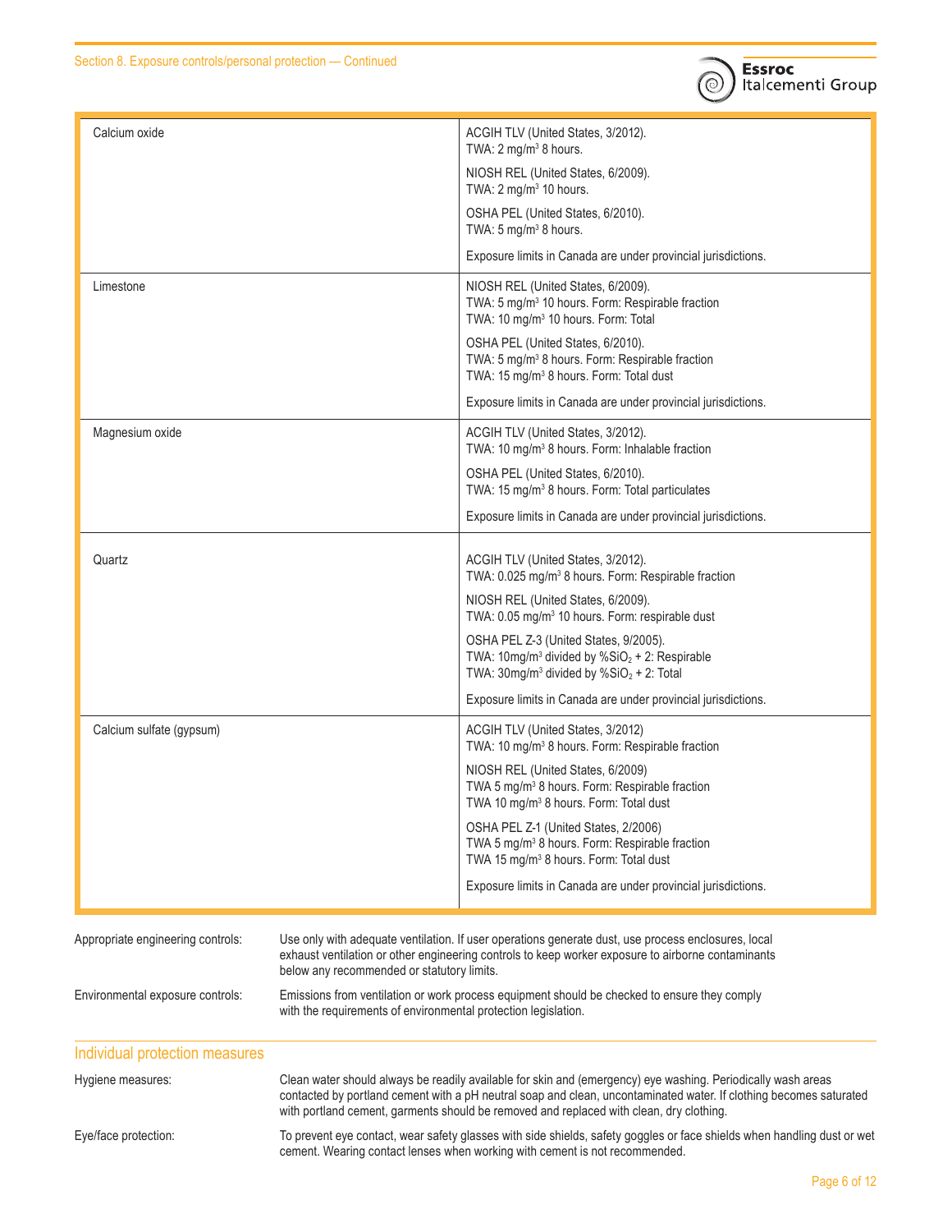| | |
|---|---|
| Calcium oxide | ACGIH TLV (United States, 3/2012).<br>TWA: 2 mg/m³ 8 hours.<br><br>NIOSH REL (United States, 6/2009).<br>TWA: 2 mg/m³ 10 hours.<br><br>OSHA PEL (United States, 6/2010).<br>TWA: 5 mg/m³ 8 hours.<br><br>Exposure limits in Canada are under provincial jurisdictions. |
| Limestone | NIOSH REL (United States, 6/2009).<br>TWA: 5 mg/m³ 10 hours. Form: Respirable fraction<br>TWA: 10 mg/m³ 10 hours. Form: Total<br><br>OSHA PEL (United States, 6/2010).<br>TWA: 5 mg/m³ 8 hours. Form: Respirable fraction<br>TWA: 15 mg/m³ 8 hours. Form: Total dust<br><br>Exposure limits in Canada are under provincial jurisdictions. |
| Magnesium oxide | ACGIH TLV (United States, 3/2012).<br>TWA: 10 mg/m³ 8 hours. Form: Inhalable fraction<br><br>OSHA PEL (United States, 6/2010).<br>TWA: 15 mg/m³ 8 hours. Form: Total particulates<br><br>Exposure limits in Canada are under provincial jurisdictions. |
| Quartz | ACGIH TLV (United States, 3/2012).<br>TWA: 0.025 mg/m³ 8 hours. Form: Respirable fraction<br><br>NIOSH REL (United States, 6/2009).<br>TWA: 0.05 mg/m³ 10 hours. Form: respirable dust<br><br>OSHA PEL Z-3 (United States, 9/2005).<br>TWA: 10mg/m³ divided by %$SiO_2$ + 2: Respirable<br>TWA: 30mg/m³ divided by %$SiO_2$ + 2: Total<br><br>Exposure limits in Canada are under provincial jurisdictions. |
| Calcium sulfate (gypsum) | ACGIH TLV (United States, 3/2012)<br>TWA: 10 mg/m³ 8 hours. Form: Respirable fraction<br><br>NIOSH REL (United States, 6/2009)<br>TWA 5 mg/m³ 8 hours. Form: Respirable fraction<br>TWA 10 mg/m³ 8 hours. Form: Total dust<br><br>OSHA PEL Z-1 (United States, 2/2006)<br>TWA 5 mg/m³ 8 hours. Form: Respirable fraction<br>TWA 15 mg/m³ 8 hours. Form: Total dust<br><br>Exposure limits in Canada are under provincial jurisdictions. |

**Appropriate engineering controls:** Use only with adequate ventilation. If user operations generate dust, use process enclosures, local exhaust ventilation or other engineering controls to keep worker exposure to airborne contaminants below any recommended or statutory limits.

**Environmental exposure controls:** Emissions from ventilation or work process equipment should be checked to ensure they comply with the requirements of environmental protection legislation.

## Individual protection measures

**Hygiene measures:** Clean water should always be readily available for skin and (emergency) eye washing. Periodically wash areas contacted by portland cement with a pH neutral soap and clean, uncontaminated water. If clothing becomes saturated with portland cement, garments should be removed and replaced with clean, dry clothing.

**Eye/face protection:** To prevent eye contact, wear safety glasses with side shields, safety goggles or face shields when handling dust or wet cement. Wearing contact lenses when working with cement is not recommended.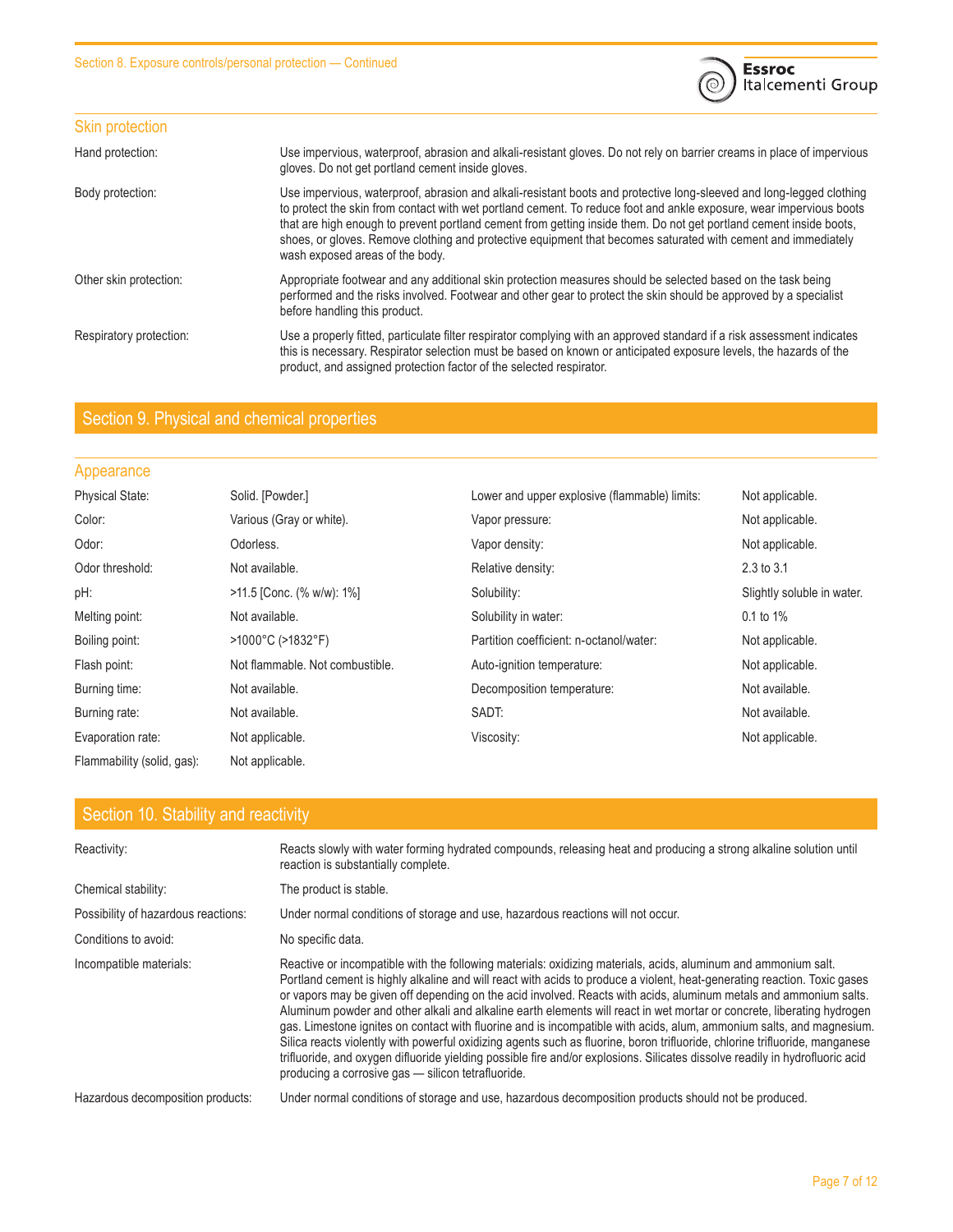### Skin protection

| | |
|---|---|
| Hand protection: | Use impervious, waterproof, abrasion and alkali-resistant gloves. Do not rely on barrier creams in place of impervious gloves. Do not get portland cement inside gloves. |
| Body protection: | Use impervious, waterproof, abrasion and alkali-resistant boots and protective long-sleeved and long-legged clothing to protect the skin from contact with wet portland cement. To reduce foot and ankle exposure, wear impervious boots that are high enough to prevent portland cement from getting inside them. Do not get portland cement inside boots, shoes, or gloves. Remove clothing and protective equipment that becomes saturated with cement and immediately wash exposed areas of the body. |
| Other skin protection: | Appropriate footwear and any additional skin protection measures should be selected based on the task being performed and the risks involved. Footwear and other gear to protect the skin should be approved by a specialist before handling this product. |
| Respiratory protection: | Use a properly fitted, particulate filter respirator complying with an approved standard if a risk assessment indicates this is necessary. Respirator selection must be based on known or anticipated exposure levels, the hazards of the product, and assigned protection factor of the selected respirator. |

## Section 9. Physical and chemical properties

### Appearance

| | | | |
|---|---|---|---|
| Physical State: | Solid. [Powder.] | Lower and upper explosive (flammable) limits: | Not applicable. |
| Color: | Various (Gray or white). | Vapor pressure: | Not applicable. |
| Odor: | Odorless. | Vapor density: | Not applicable. |
| Odor threshold: | Not available. | Relative density: | 2.3 to 3.1 |
| pH: | >11.5 [Conc. (% w/w): 1%] | Solubility: | Slightly soluble in water. |
| Melting point: | Not available. | Solubility in water: | 0.1 to 1% |
| Boiling point: | >1000°C (>1832°F) | Partition coefficient: n-octanol/water: | Not applicable. |
| Flash point: | Not flammable. Not combustible. | Auto-ignition temperature: | Not applicable. |
| Burning time: | Not available. | Decomposition temperature: | Not available. |
| Burning rate: | Not available. | SADT: | Not available. |
| Evaporation rate: | Not applicable. | Viscosity: | Not applicable. |
| Flammability (solid, gas): | Not applicable. | | |

## Section 10. Stability and reactivity

| | |
|---|---|
| Reactivity: | Reacts slowly with water forming hydrated compounds, releasing heat and producing a strong alkaline solution until reaction is substantially complete. |
| Chemical stability: | The product is stable. |
| Possibility of hazardous reactions: | Under normal conditions of storage and use, hazardous reactions will not occur. |
| Conditions to avoid: | No specific data. |
| Incompatible materials: | Reactive or incompatible with the following materials: oxidizing materials, acids, aluminum and ammonium salt. Portland cement is highly alkaline and will react with acids to produce a violent, heat-generating reaction. Toxic gases or vapors may be given off depending on the acid involved. Reacts with acids, aluminum metals and ammonium salts. Aluminum powder and other alkali and alkaline earth elements will react in wet mortar or concrete, liberating hydrogen gas. Limestone ignites on contact with fluorine and is incompatible with acids, alum, ammonium salts, and magnesium. Silica reacts violently with powerful oxidizing agents such as fluorine, boron trifluoride, chlorine trifluoride, manganese trifluoride, and oxygen difluoride yielding possible fire and/or explosions. Silicates dissolve readily in hydrofluoric acid producing a corrosive gas — silicon tetrafluoride. |
| Hazardous decomposition products: | Under normal conditions of storage and use, hazardous decomposition products should not be produced. |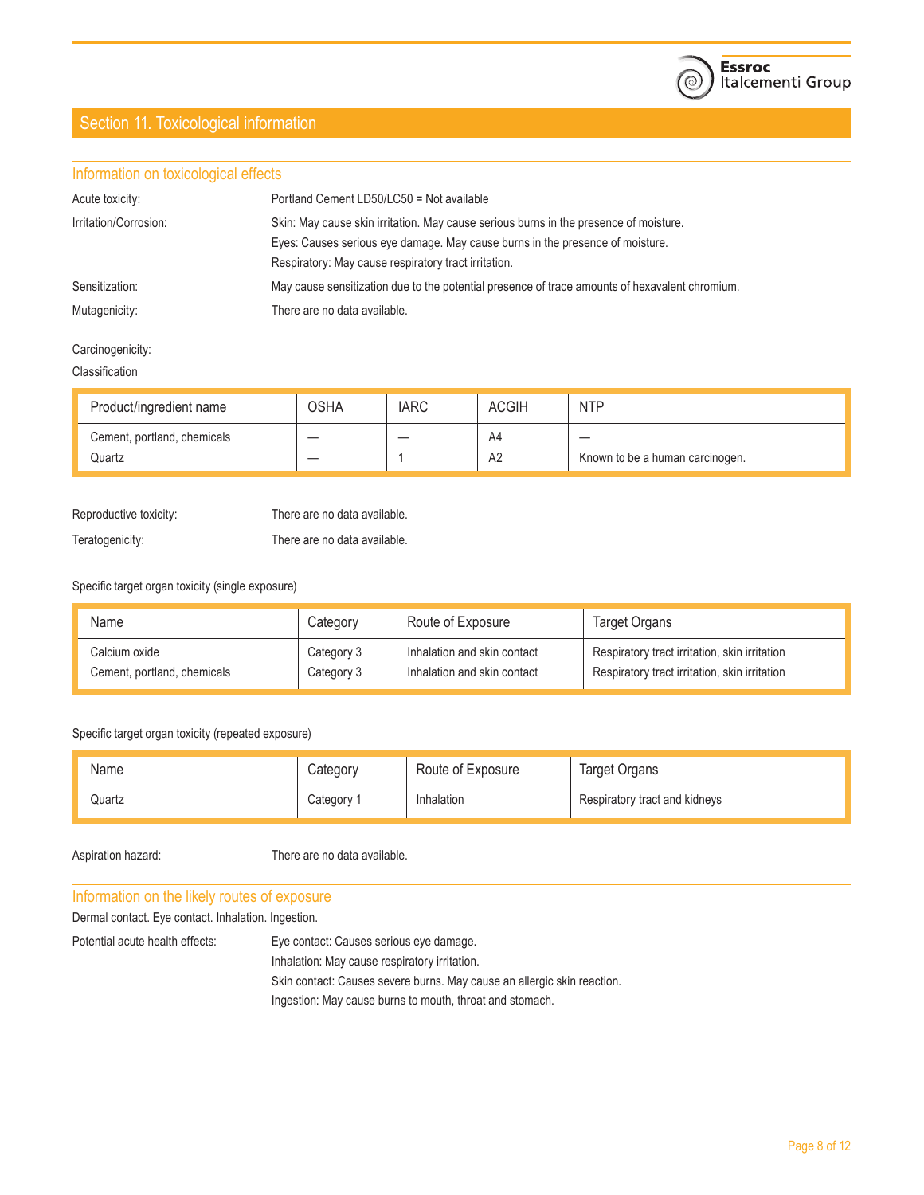## Section 11. Toxicological information

### Information on toxicological effects

Acute toxicity: Portland Cement LD50/LC50 = Not available

Irritation/Corrosion: Skin: May cause skin irritation. May cause serious burns in the presence of moisture.
Eyes: Causes serious eye damage. May cause burns in the presence of moisture.
Respiratory: May cause respiratory tract irritation.

Sensitization: May cause sensitization due to the potential presence of trace amounts of hexavalent chromium.

Mutagenicity: There are no data available.

Carcinogenicity:

Classification

| Product/ingredient name | OSHA | IARC | ACGIH | NTP |
|---|---|---|---|---|
| Cement, portland, chemicals | — | — | A4 | — |
| Quartz | — | 1 | A2 | Known to be a human carcinogen. |

Reproductive toxicity: There are no data available.

Teratogenicity: There are no data available.

Specific target organ toxicity (single exposure)

| Name | Category | Route of Exposure | Target Organs |
|---|---|---|---|
| Calcium oxide | Category 3 | Inhalation and skin contact | Respiratory tract irritation, skin irritation |
| Cement, portland, chemicals | Category 3 | Inhalation and skin contact | Respiratory tract irritation, skin irritation |

Specific target organ toxicity (repeated exposure)

| Name | Category | Route of Exposure | Target Organs |
|---|---|---|---|
| Quartz | Category 1 | Inhalation | Respiratory tract and kidneys |

Aspiration hazard: There are no data available.

### Information on the likely routes of exposure

Dermal contact. Eye contact. Inhalation. Ingestion.

Potential acute health effects: Eye contact: Causes serious eye damage.
Inhalation: May cause respiratory irritation.
Skin contact: Causes severe burns. May cause an allergic skin reaction.
Ingestion: May cause burns to mouth, throat and stomach.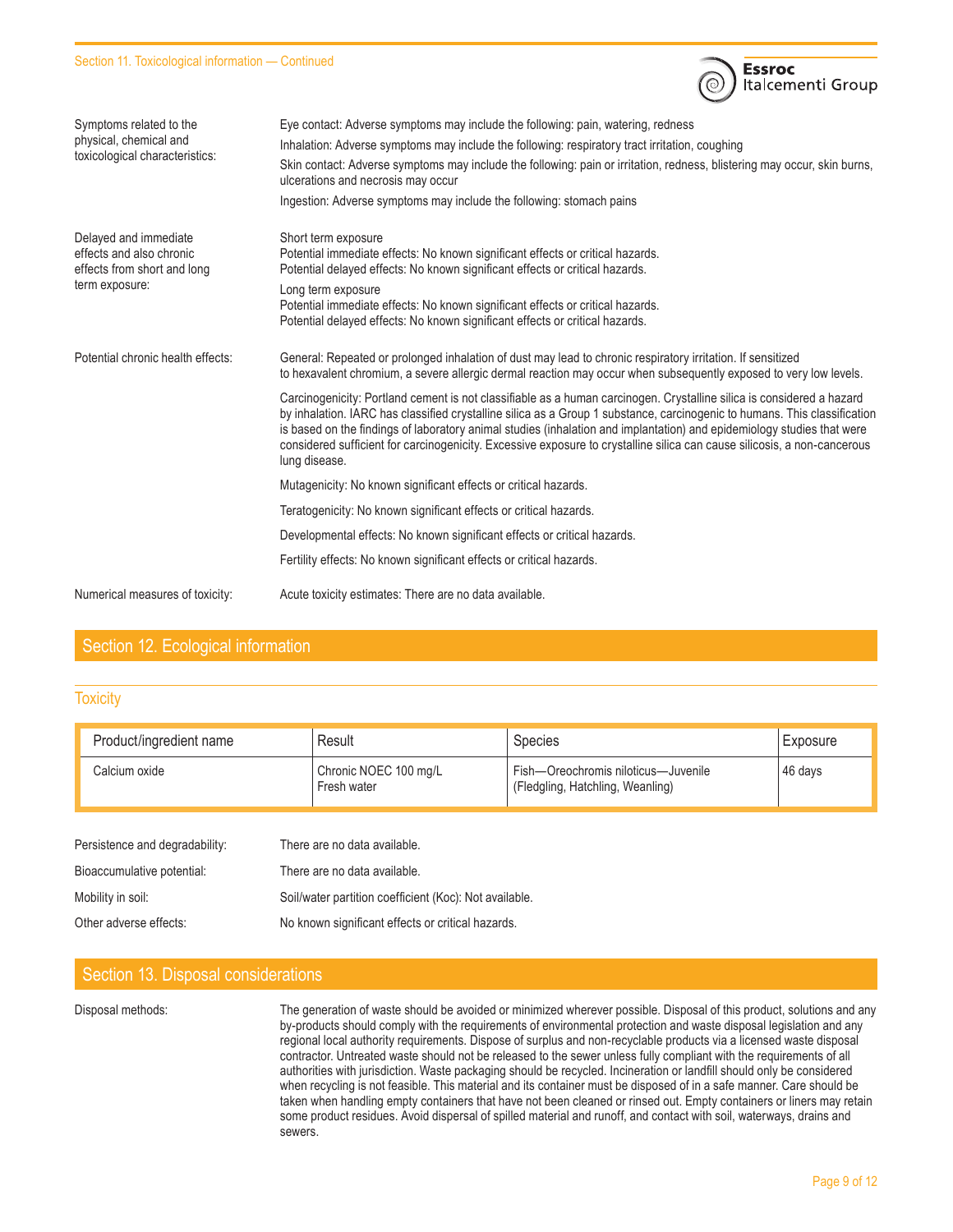Symptoms related to the physical, chemical and toxicological characteristics:

Eye contact: Adverse symptoms may include the following: pain, watering, redness

Inhalation: Adverse symptoms may include the following: respiratory tract irritation, coughing

Skin contact: Adverse symptoms may include the following: pain or irritation, redness, blistering may occur, skin burns, ulcerations and necrosis may occur

Ingestion: Adverse symptoms may include the following: stomach pains

Delayed and immediate effects and also chronic effects from short and long term exposure:

Short term exposure
Potential immediate effects: No known significant effects or critical hazards.
Potential delayed effects: No known significant effects or critical hazards.

Long term exposure
Potential immediate effects: No known significant effects or critical hazards.
Potential delayed effects: No known significant effects or critical hazards.

Potential chronic health effects:

General: Repeated or prolonged inhalation of dust may lead to chronic respiratory irritation. If sensitized to hexavalent chromium, a severe allergic dermal reaction may occur when subsequently exposed to very low levels.

Carcinogenicity: Portland cement is not classifiable as a human carcinogen. Crystalline silica is considered a hazard by inhalation. IARC has classified crystalline silica as a Group 1 substance, carcinogenic to humans. This classification is based on the findings of laboratory animal studies (inhalation and implantation) and epidemiology studies that were considered sufficient for carcinogenicity. Excessive exposure to crystalline silica can cause silicosis, a non-cancerous lung disease.

Mutagenicity: No known significant effects or critical hazards.

Teratogenicity: No known significant effects or critical hazards.

Developmental effects: No known significant effects or critical hazards.

Fertility effects: No known significant effects or critical hazards.

Numerical measures of toxicity: Acute toxicity estimates: There are no data available.

## Section 12. Ecological information

### Toxicity

| Product/ingredient name | Result | Species | Exposure |
|---|---|---|---|
| Calcium oxide | Chronic NOEC 100 mg/L Fresh water | Fish—Oreochromis niloticus—Juvenile (Fledgling, Hatchling, Weanling) | 46 days |

Persistence and degradability: There are no data available.

Bioaccumulative potential: There are no data available.

Mobility in soil: Soil/water partition coefficient (Koc): Not available.

Other adverse effects: No known significant effects or critical hazards.

## Section 13. Disposal considerations

Disposal methods: The generation of waste should be avoided or minimized wherever possible. Disposal of this product, solutions and any by-products should comply with the requirements of environmental protection and waste disposal legislation and any regional local authority requirements. Dispose of surplus and non-recyclable products via a licensed waste disposal contractor. Untreated waste should not be released to the sewer unless fully compliant with the requirements of all authorities with jurisdiction. Waste packaging should be recycled. Incineration or landfill should only be considered when recycling is not feasible. This material and its container must be disposed of in a safe manner. Care should be taken when handling empty containers that have not been cleaned or rinsed out. Empty containers or liners may retain some product residues. Avoid dispersal of spilled material and runoff, and contact with soil, waterways, drains and sewers.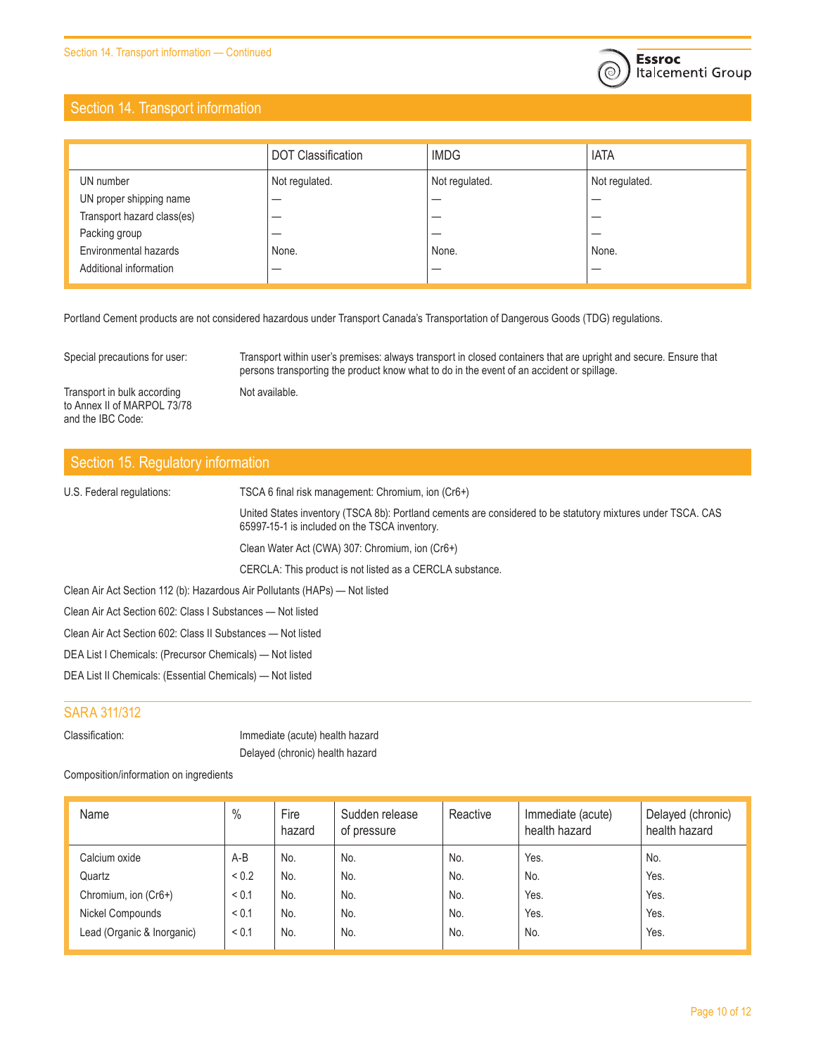## Section 14. Transport information

| | DOT Classification | IMDG | IATA |
|---|---|---|---|
| UN number | Not regulated. | Not regulated. | Not regulated. |
| UN proper shipping name | — | — | — |
| Transport hazard class(es) | — | — | — |
| Packing group | — | — | — |
| Environmental hazards | None. | None. | None. |
| Additional information | — | — | — |

Portland Cement products are not considered hazardous under Transport Canada's Transportation of Dangerous Goods (TDG) regulations.

Special precautions for user: Transport within user's premises: always transport in closed containers that are upright and secure. Ensure that persons transporting the product know what to do in the event of an accident or spillage.

Transport in bulk according to Annex II of MARPOL 73/78 and the IBC Code: Not available.

## Section 15. Regulatory information

U.S. Federal regulations: TSCA 6 final risk management: Chromium, ion (Cr6+)

United States inventory (TSCA 8b): Portland cements are considered to be statutory mixtures under TSCA. CAS 65997-15-1 is included on the TSCA inventory.

Clean Water Act (CWA) 307: Chromium, ion (Cr6+)

CERCLA: This product is not listed as a CERCLA substance.

Clean Air Act Section 112 (b): Hazardous Air Pollutants (HAPs) — Not listed

Clean Air Act Section 602: Class I Substances — Not listed

Clean Air Act Section 602: Class II Substances — Not listed

DEA List I Chemicals: (Precursor Chemicals) — Not listed

DEA List II Chemicals: (Essential Chemicals) — Not listed

### SARA 311/312

Classification: Immediate (acute) health hazard

Delayed (chronic) health hazard

Composition/information on ingredients

| Name | % | Fire hazard | Sudden release of pressure | Reactive | Immediate (acute) health hazard | Delayed (chronic) health hazard |
|---|---|---|---|---|---|---|
| Calcium oxide | A-B | No. | No. | No. | Yes. | No. |
| Quartz | < 0.2 | No. | No. | No. | No. | Yes. |
| Chromium, ion (Cr6+) | < 0.1 | No. | No. | No. | Yes. | Yes. |
| Nickel Compounds | < 0.1 | No. | No. | No. | Yes. | Yes. |
| Lead (Organic & Inorganic) | < 0.1 | No. | No. | No. | No. | Yes. |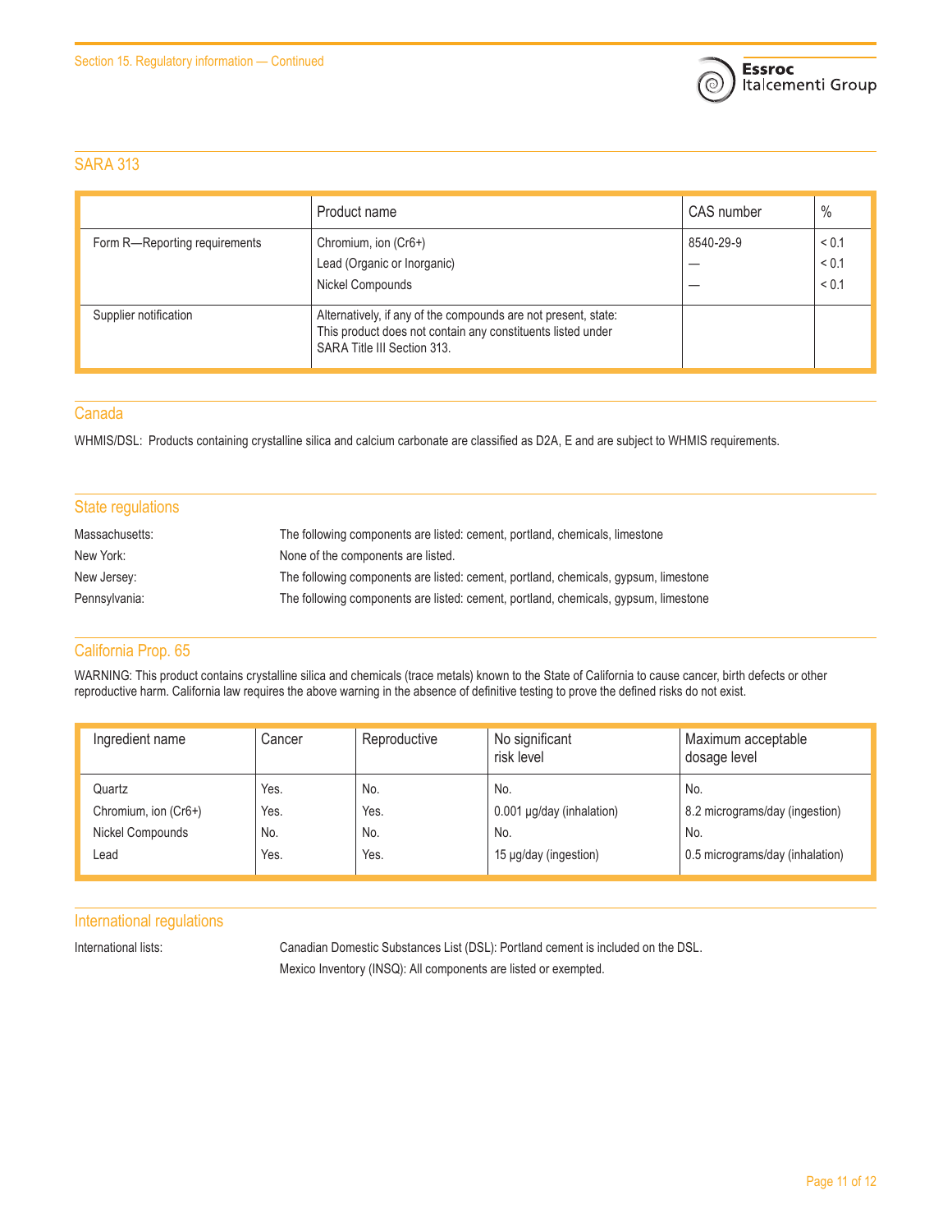## SARA 313

| | Product name | CAS number | % |
|---|---|---|---|
| Form R—Reporting requirements | Chromium, ion (Cr6+)<br>Lead (Organic or Inorganic)<br>Nickel Compounds | 8540-29-9<br>—<br>— | < 0.1<br>< 0.1<br>< 0.1 |
| Supplier notification | Alternatively, if any of the compounds are not present, state: This product does not contain any constituents listed under SARA Title III Section 313. | | |

## Canada

WHMIS/DSL: Products containing crystalline silica and calcium carbonate are classified as D2A, E and are subject to WHMIS requirements.

## State regulations

| | |
|---|---|
| Massachusetts: | The following components are listed: cement, portland, chemicals, limestone |
| New York: | None of the components are listed. |
| New Jersey: | The following components are listed: cement, portland, chemicals, gypsum, limestone |
| Pennsylvania: | The following components are listed: cement, portland, chemicals, gypsum, limestone |

## California Prop. 65

WARNING: This product contains crystalline silica and chemicals (trace metals) known to the State of California to cause cancer, birth defects or other reproductive harm. California law requires the above warning in the absence of definitive testing to prove the defined risks do not exist.

| Ingredient name | Cancer | Reproductive | No significant risk level | Maximum acceptable dosage level |
|---|---|---|---|---|
| Quartz | Yes. | No. | No. | No. |
| Chromium, ion (Cr6+) | Yes. | Yes. | 0.001 µg/day (inhalation) | 8.2 micrograms/day (ingestion) |
| Nickel Compounds | No. | No. | No. | No. |
| Lead | Yes. | Yes. | 15 µg/day (ingestion) | 0.5 micrograms/day (inhalation) |

## International regulations

International lists: Canadian Domestic Substances List (DSL): Portland cement is included on the DSL.

Mexico Inventory (INSQ): All components are listed or exempted.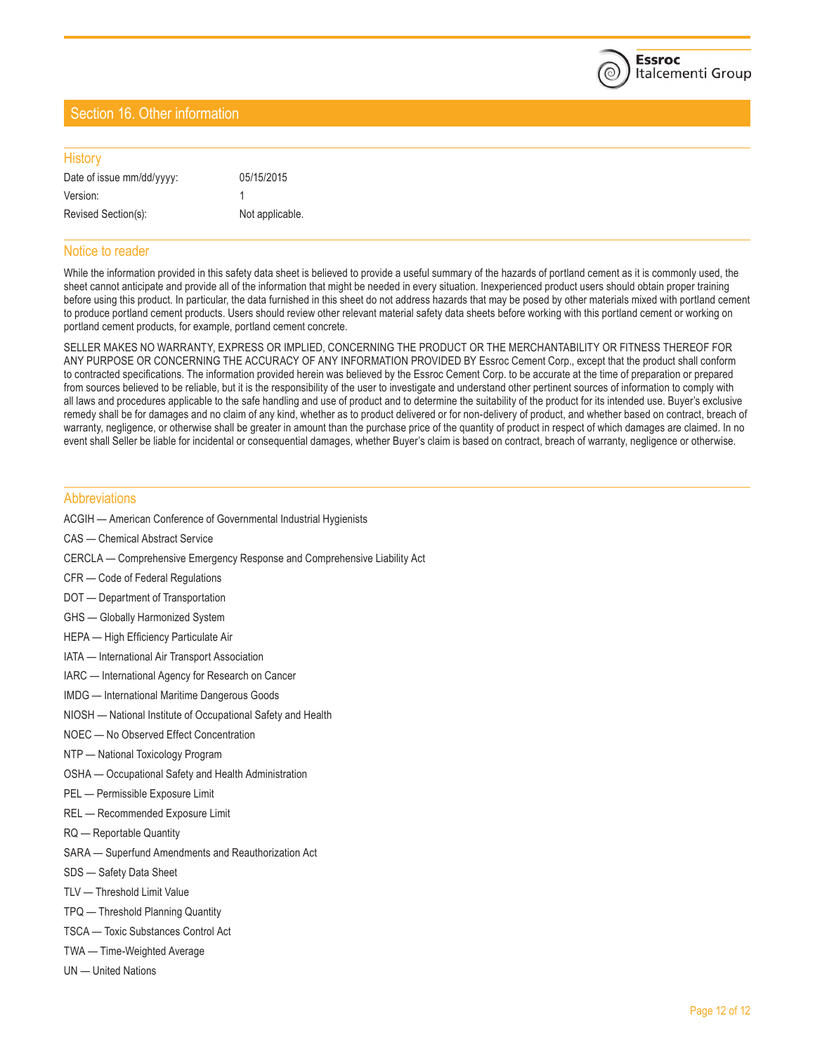## Section 16. Other information

### History

| | |
|---|---|
| Date of issue mm/dd/yyyy: | 05/15/2015 |
| Version: | 1 |
| Revised Section(s): | Not applicable. |

### Notice to reader

While the information provided in this safety data sheet is believed to provide a useful summary of the hazards of portland cement as it is commonly used, the sheet cannot anticipate and provide all of the information that might be needed in every situation. Inexperienced product users should obtain proper training before using this product. In particular, the data furnished in this sheet do not address hazards that may be posed by other materials mixed with portland cement to produce portland cement products. Users should review other relevant material safety data sheets before working with this portland cement or working on portland cement products, for example, portland cement concrete.

SELLER MAKES NO WARRANTY, EXPRESS OR IMPLIED, CONCERNING THE PRODUCT OR THE MERCHANTABILITY OR FITNESS THEREOF FOR ANY PURPOSE OR CONCERNING THE ACCURACY OF ANY INFORMATION PROVIDED BY Essroc Cement Corp., except that the product shall conform to contracted specifications. The information provided herein was believed by the Essroc Cement Corp. to be accurate at the time of preparation or prepared from sources believed to be reliable, but it is the responsibility of the user to investigate and understand other pertinent sources of information to comply with all laws and procedures applicable to the safe handling and use of product and to determine the suitability of the product for its intended use. Buyer's exclusive remedy shall be for damages and no claim of any kind, whether as to product delivered or for non-delivery of product, and whether based on contract, breach of warranty, negligence, or otherwise shall be greater in amount than the purchase price of the quantity of product in respect of which damages are claimed. In no event shall Seller be liable for incidental or consequential damages, whether Buyer's claim is based on contract, breach of warranty, negligence or otherwise.

### Abbreviations

ACGIH — American Conference of Governmental Industrial Hygienists

CAS — Chemical Abstract Service

CERCLA — Comprehensive Emergency Response and Comprehensive Liability Act

CFR — Code of Federal Regulations

DOT — Department of Transportation

GHS — Globally Harmonized System

HEPA — High Efficiency Particulate Air

IATA — International Air Transport Association

IARC — International Agency for Research on Cancer

IMDG — International Maritime Dangerous Goods

NIOSH — National Institute of Occupational Safety and Health

NOEC — No Observed Effect Concentration

NTP — National Toxicology Program

OSHA — Occupational Safety and Health Administration

PEL — Permissible Exposure Limit

REL — Recommended Exposure Limit

RQ — Reportable Quantity

SARA — Superfund Amendments and Reauthorization Act

SDS — Safety Data Sheet

TLV — Threshold Limit Value

TPQ — Threshold Planning Quantity

TSCA — Toxic Substances Control Act

TWA — Time-Weighted Average

UN — United Nations